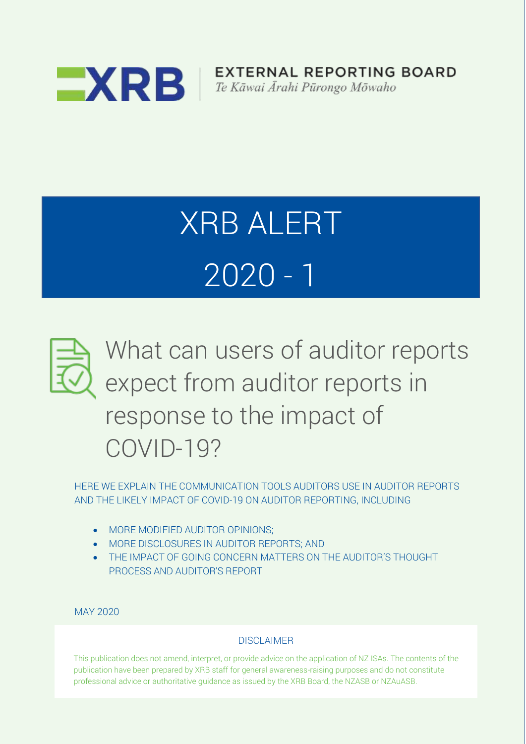EXTERNAL REPORTING BOARD

*Te Kāwai Ārahi Pūrongo Mōwaho*

# XRB ALERT

# 2020 - 1

## What can users of auditor reports expect from auditor reports in response to the impact of COVID-19?

HERE WE EXPLAIN THE COMMUNICATION TOOLS AUDITORS USE IN AUDITOR REPORTS AND THE LIKELY IMPACT OF COVID-19 ON AUDITOR REPORTING, INCLUDING

- MORE MODIFIED AUDITOR OPINIONS;
- MORE DISCLOSURES IN AUDITOR REPORTS; AND
- THE IMPACT OF GOING CONCERN MATTERS ON THE AUDITOR'S THOUGHT PROCESS AND AUDITOR'S REPORT

MAY 2020

DISCLAIMER

This publication does not amend, interpret, or provide advice on the application of NZ ISAs. The contents of the publication have been prepared by XRB staff for general awareness-raising purposes and do not constitute professional advice or authoritative guidance as issued by the XRB Board, the NZASB or NZAuASB.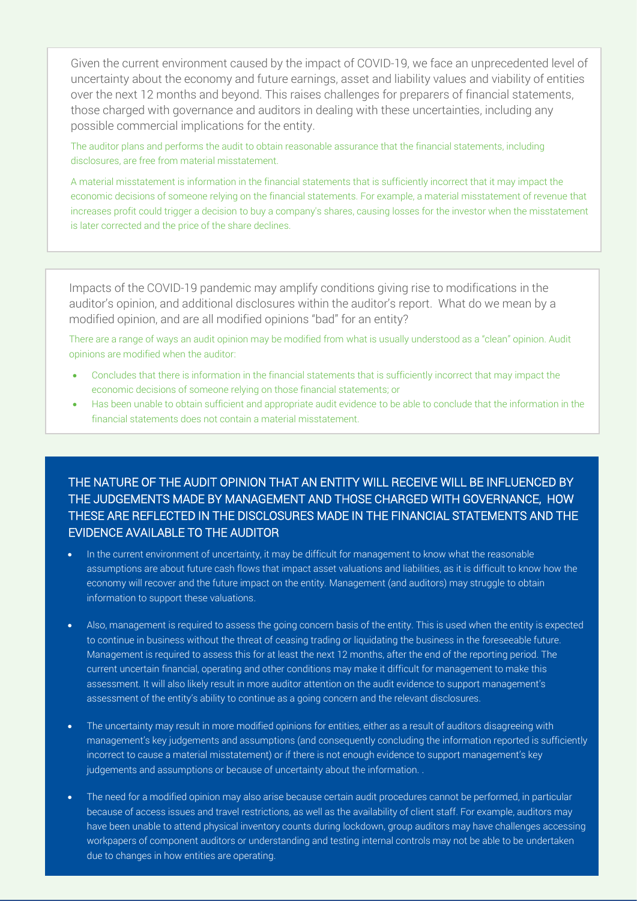Given the current environment caused by the impact of COVID-19, we face an unprecedented level of uncertainty about the economy and future earnings, asset and liability values and viability of entities over the next 12 months and beyond. This raises challenges for preparers of financial statements, those charged with governance and auditors in dealing with these uncertainties, including any possible commercial implications for the entity.

The auditor plans and performs the audit to obtain reasonable assurance that the financial statements, including disclosures, are free from material misstatement.

A material misstatement is information in the financial statements that is sufficiently incorrect that it may impact the economic decisions of someone relying on the financial statements. For example, a material misstatement of revenue that increases profit could trigger a decision to buy a company's shares, causing losses for the investor when the misstatement is later corrected and the price of the share declines.

Impacts of the COVID-19 pandemic may amplify conditions giving rise to modifications in the auditor's opinion, and additional disclosures within the auditor's report. What do we mean by a modified opinion, and are all modified opinions "bad" for an entity?

There are a range of ways an audit opinion may be modified from what is usually understood as a "clean" opinion. Audit opinions are modified when the auditor:

- Concludes that there is information in the financial statements that is sufficiently incorrect that may impact the economic decisions of someone relying on those financial statements; or
- Has been unable to obtain sufficient and appropriate audit evidence to be able to conclude that the information in the financial statements does not contain a material misstatement.

## THE NATURE OF THE AUDIT OPINION THAT AN ENTITY WILL RECEIVE WILL BE INFLUENCED BY THE JUDGEMENTS MADE BY MANAGEMENT AND THOSE CHARGED WITH GOVERNANCE, HOW THESE ARE REFLECTED IN THE DISCLOSURES MADE IN THE FINANCIAL STATEMENTS AND THE EVIDENCE AVAILABLE TO THE AUDITOR

- In the current environment of uncertainty, it may be difficult for management to know what the reasonable assumptions are about future cash flows that impact asset valuations and liabilities, as it is difficult to know how the economy will recover and the future impact on the entity. Management (and auditors) may struggle to obtain information to support these valuations.

- Also, management is required to assess the going concern basis of the entity. This is used when the entity is expected to continue in business without the threat of ceasing trading or liquidating the business in the foreseeable future. Management is required to assess this for at least the next 12 months, after the end of the reporting period. The current uncertain financial, operating and other conditions may make it difficult for management to make this assessment. It will also likely result in more auditor attention on the audit evidence to support management's assessment of the entity's ability to continue as a going concern and the relevant disclosures.

- The uncertainty may result in more modified opinions for entities, either as a result of auditors disagreeing with management's key judgements and assumptions (and consequently concluding the information reported is sufficiently incorrect to cause a material misstatement) or if there is not enough evidence to support management's key judgements and assumptions or because of uncertainty about the information. .

- The need for a modified opinion may also arise because certain audit procedures cannot be performed, in particular because of access issues and travel restrictions, as well as the availability of client staff. For example, auditors may have been unable to attend physical inventory counts during lockdown, group auditors may have challenges accessing workpapers of component auditors or understanding and testing internal controls may not be able to be undertaken due to changes in how entities are operating.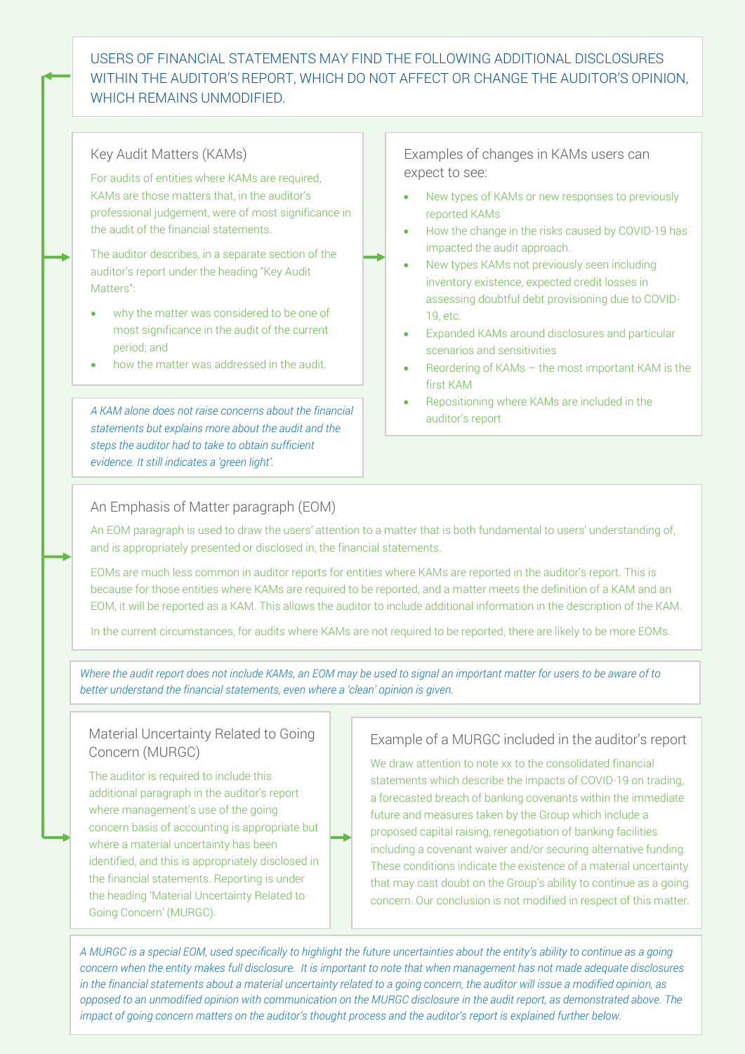USERS OF FINANCIAL STATEMENTS MAY FIND THE FOLLOWING ADDITIONAL DISCLOSURES WITHIN THE AUDITOR'S REPORT, WHICH DO NOT AFFECT OR CHANGE THE AUDITOR'S OPINION, WHICH REMAINS UNMODIFIED.

### Key Audit Matters (KAMs)

For audits of entities where KAMs are required, KAMs are those matters that, in the auditor's professional judgement, were of most significance in the audit of the financial statements.

The auditor describes, in a separate section of the auditor's report under the heading "Key Audit Matters":

- why the matter was considered to be one of most significance in the audit of the current period; and
- how the matter was addressed in the audit.

*A KAM alone does not raise concerns about the financial statements but explains more about the audit and the steps the auditor had to take to obtain sufficient evidence. It still indicates a 'green light'.*

### Examples of changes in KAMs users can expect to see:

- New types of KAMs or new responses to previously reported KAMs
- How the change in the risks caused by COVID-19 has impacted the audit approach.
- New types KAMs not previously seen including inventory existence, expected credit losses in assessing doubtful debt provisioning due to COVID-19, etc.
- Expanded KAMs around disclosures and particular scenarios and sensitivities
- Reordering of KAMs – the most important KAM is the first KAM
- Repositioning where KAMs are included in the auditor's report

### An Emphasis of Matter paragraph (EOM)

An EOM paragraph is used to draw the users' attention to a matter that is both fundamental to users' understanding of, and is appropriately presented or disclosed in, the financial statements.

EOMs are much less common in auditor reports for entities where KAMs are reported in the auditor's report. This is because for those entities where KAMs are required to be reported, and a matter meets the definition of a KAM and an EOM, it will be reported as a KAM. This allows the auditor to include additional information in the description of the KAM.

In the current circumstances, for audits where KAMs are not required to be reported, there are likely to be more EOMs.

*Where the audit report does not include KAMs, an EOM may be used to signal an important matter for users to be aware of to better understand the financial statements, even where a 'clean' opinion is given.*

### Material Uncertainty Related to Going Concern (MURGC)

The auditor is required to include this additional paragraph in the auditor's report where management's use of the going concern basis of accounting is appropriate but where a material uncertainty has been identified, and this is appropriately disclosed in the financial statements. Reporting is under the heading 'Material Uncertainty Related to Going Concern' (MURGC).

### Example of a MURGC included in the auditor's report

We draw attention to note xx to the consolidated financial statements which describe the impacts of COVID-19 on trading, a forecasted breach of banking covenants within the immediate future and measures taken by the Group which include a proposed capital raising, renegotiation of banking facilities including a covenant waiver and/or securing alternative funding. These conditions indicate the existence of a material uncertainty that may cast doubt on the Group's ability to continue as a going concern. Our conclusion is not modified in respect of this matter.

*A MURGC is a special EOM, used specifically to highlight the future uncertainties about the entity's ability to continue as a going concern when the entity makes full disclosure. It is important to note that when management has not made adequate disclosures in the financial statements about a material uncertainty related to a going concern, the auditor will issue a modified opinion, as opposed to an unmodified opinion with communication on the MURGC disclosure in the audit report, as demonstrated above. The impact of going concern matters on the auditor's thought process and the auditor's report is explained further below.*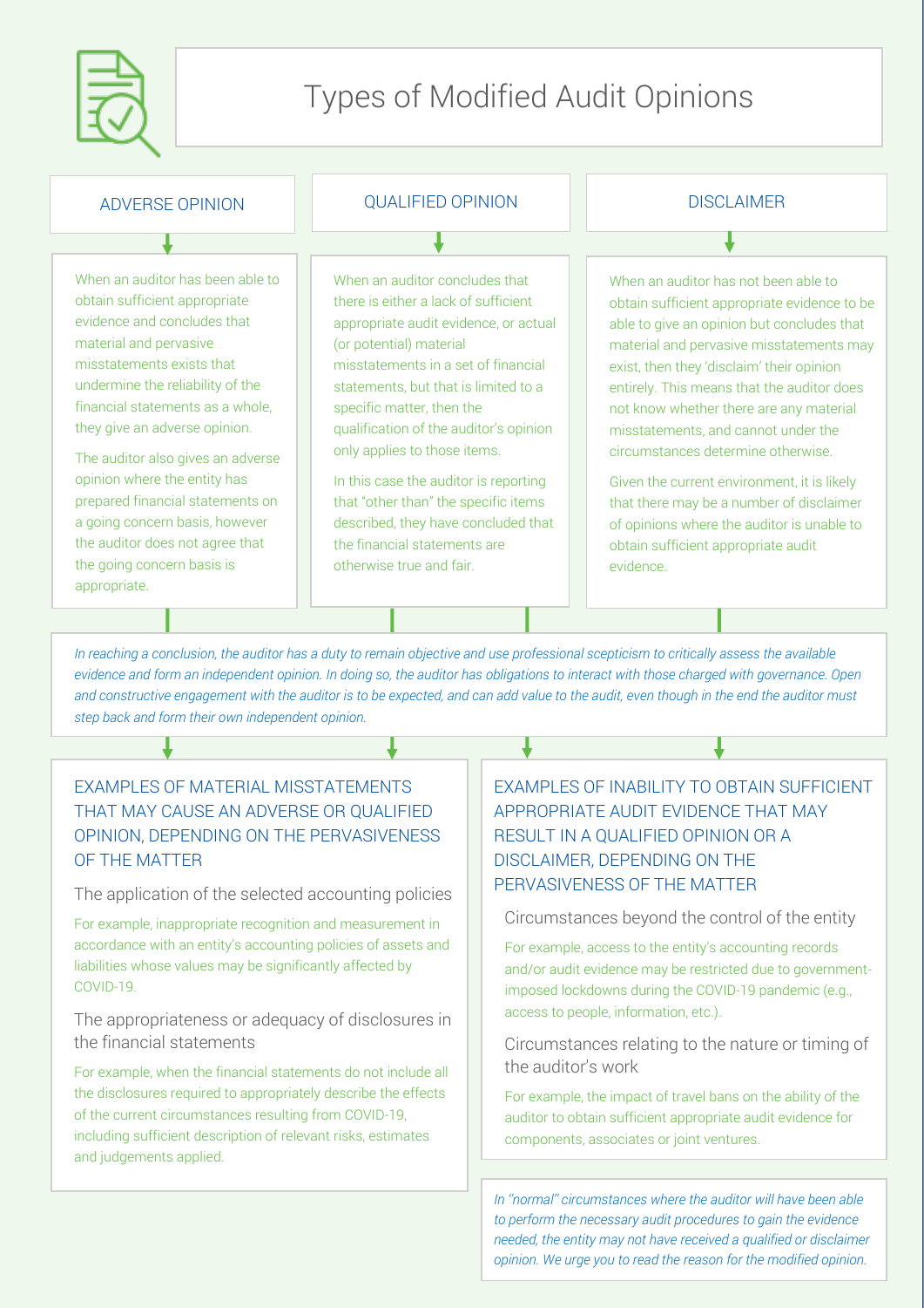# Types of Modified Audit Opinions

## ADVERSE OPINION

When an auditor has been able to obtain sufficient appropriate evidence and concludes that material and pervasive misstatements exists that undermine the reliability of the financial statements as a whole, they give an adverse opinion.

The auditor also gives an adverse opinion where the entity has prepared financial statements on a going concern basis, however the auditor does not agree that the going concern basis is appropriate.

## QUALIFIED OPINION

When an auditor concludes that there is either a lack of sufficient appropriate audit evidence, or actual (or potential) material misstatements in a set of financial statements, but that is limited to a specific matter, then the qualification of the auditor's opinion only applies to those items.

In this case the auditor is reporting that "other than" the specific items described, they have concluded that the financial statements are otherwise true and fair.

## DISCLAIMER

When an auditor has not been able to obtain sufficient appropriate evidence to be able to give an opinion but concludes that material and pervasive misstatements may exist, then they 'disclaim' their opinion entirely. This means that the auditor does not know whether there are any material misstatements, and cannot under the circumstances determine otherwise.

Given the current environment, it is likely that there may be a number of disclaimer of opinions where the auditor is unable to obtain sufficient appropriate audit evidence.

*In reaching a conclusion, the auditor has a duty to remain objective and use professional scepticism to critically assess the available evidence and form an independent opinion. In doing so, the auditor has obligations to interact with those charged with governance. Open and constructive engagement with the auditor is to be expected, and can add value to the audit, even though in the end the auditor must step back and form their own independent opinion.*

## EXAMPLES OF MATERIAL MISSTATEMENTS THAT MAY CAUSE AN ADVERSE OR QUALIFIED OPINION, DEPENDING ON THE PERVASIVENESS OF THE MATTER

### The application of the selected accounting policies

For example, inappropriate recognition and measurement in accordance with an entity's accounting policies of assets and liabilities whose values may be significantly affected by COVID-19.

### The appropriateness or adequacy of disclosures in the financial statements

For example, when the financial statements do not include all the disclosures required to appropriately describe the effects of the current circumstances resulting from COVID-19, including sufficient description of relevant risks, estimates and judgements applied.

## EXAMPLES OF INABILITY TO OBTAIN SUFFICIENT APPROPRIATE AUDIT EVIDENCE THAT MAY RESULT IN A QUALIFIED OPINION OR A DISCLAIMER, DEPENDING ON THE PERVASIVENESS OF THE MATTER

### Circumstances beyond the control of the entity

For example, access to the entity's accounting records and/or audit evidence may be restricted due to government-imposed lockdowns during the COVID-19 pandemic (e.g., access to people, information, etc.).

### Circumstances relating to the nature or timing of the auditor's work

For example, the impact of travel bans on the ability of the auditor to obtain sufficient appropriate audit evidence for components, associates or joint ventures.

*In "normal" circumstances where the auditor will have been able to perform the necessary audit procedures to gain the evidence needed, the entity may not have received a qualified or disclaimer opinion. We urge you to read the reason for the modified opinion.*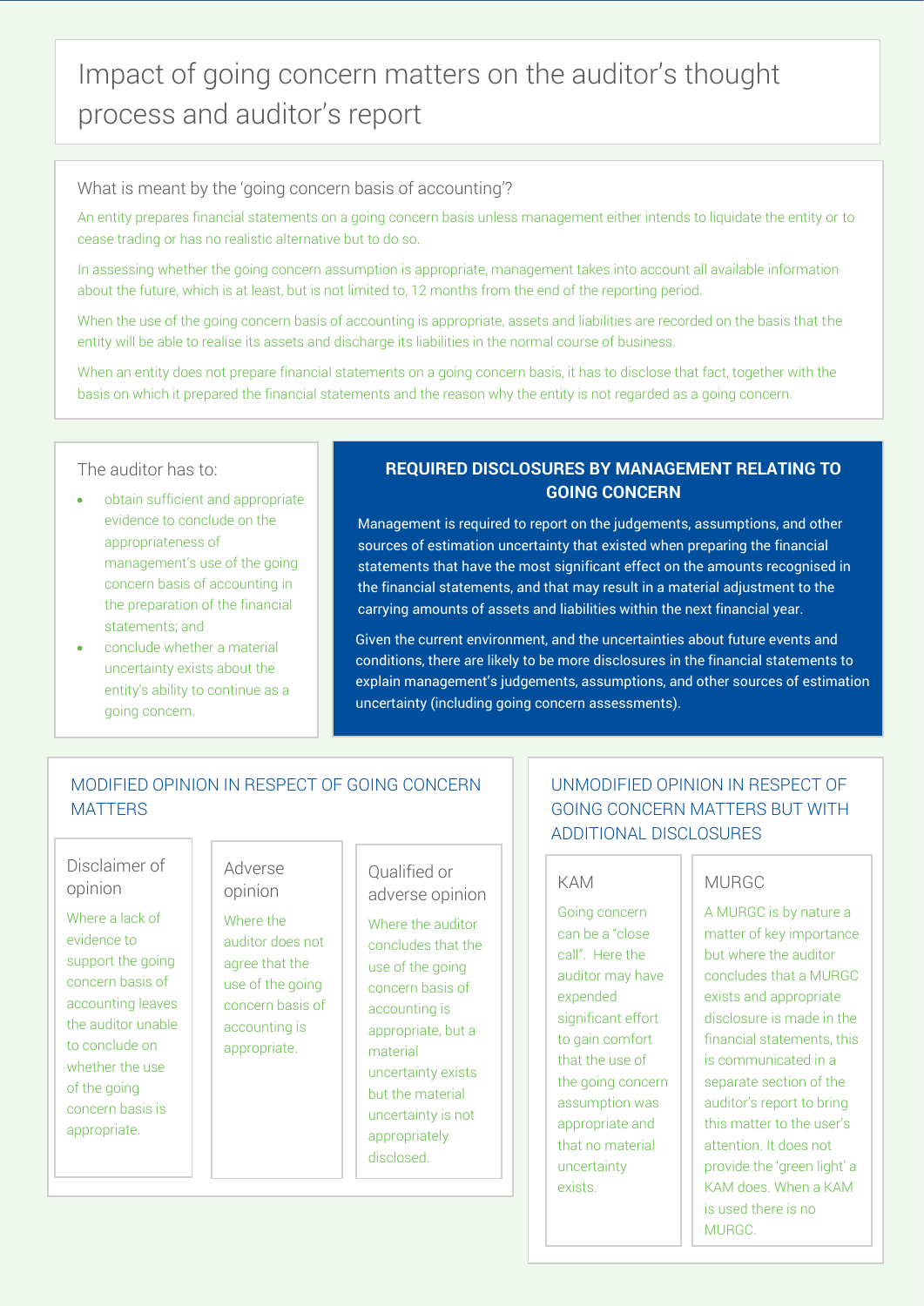# Impact of going concern matters on the auditor's thought process and auditor's report

## What is meant by the 'going concern basis of accounting'?

An entity prepares financial statements on a going concern basis unless management either intends to liquidate the entity or to cease trading or has no realistic alternative but to do so.

In assessing whether the going concern assumption is appropriate, management takes into account all available information about the future, which is at least, but is not limited to, 12 months from the end of the reporting period.

When the use of the going concern basis of accounting is appropriate, assets and liabilities are recorded on the basis that the entity will be able to realise its assets and discharge its liabilities in the normal course of business.

When an entity does not prepare financial statements on a going concern basis, it has to disclose that fact, together with the basis on which it prepared the financial statements and the reason why the entity is not regarded as a going concern.

## The auditor has to:

- obtain sufficient and appropriate evidence to conclude on the appropriateness of management's use of the going concern basis of accounting in the preparation of the financial statements; and
- conclude whether a material uncertainty exists about the entity's ability to continue as a going concern.

## REQUIRED DISCLOSURES BY MANAGEMENT RELATING TO GOING CONCERN

Management is required to report on the judgements, assumptions, and other sources of estimation uncertainty that existed when preparing the financial statements that have the most significant effect on the amounts recognised in the financial statements, and that may result in a material adjustment to the carrying amounts of assets and liabilities within the next financial year.

Given the current environment, and the uncertainties about future events and conditions, there are likely to be more disclosures in the financial statements to explain management's judgements, assumptions, and other sources of estimation uncertainty (including going concern assessments).

## MODIFIED OPINION IN RESPECT OF GOING CONCERN MATTERS

### Disclaimer of opinion

Where a lack of evidence to support the going concern basis of accounting leaves the auditor unable to conclude on whether the use of the going concern basis is appropriate.

### Adverse opinion

Where the auditor does not agree that the use of the going concern basis of accounting is appropriate.

### Qualified or adverse opinion

Where the auditor concludes that the use of the going concern basis of accounting is appropriate, but a material uncertainty exists but the material uncertainty is not appropriately disclosed.

## UNMODIFIED OPINION IN RESPECT OF GOING CONCERN MATTERS BUT WITH ADDITIONAL DISCLOSURES

### KAM

Going concern can be a "close call". Here the auditor may have expended significant effort to gain comfort that the use of the going concern assumption was appropriate and that no material uncertainty exists.

### MURGC

A MURGC is by nature a matter of key importance but where the auditor concludes that a MURGC exists and appropriate disclosure is made in the financial statements, this is communicated in a separate section of the auditor's report to bring this matter to the user's attention. It does not provide the 'green light' a KAM does. When a KAM is used there is no MURGC.